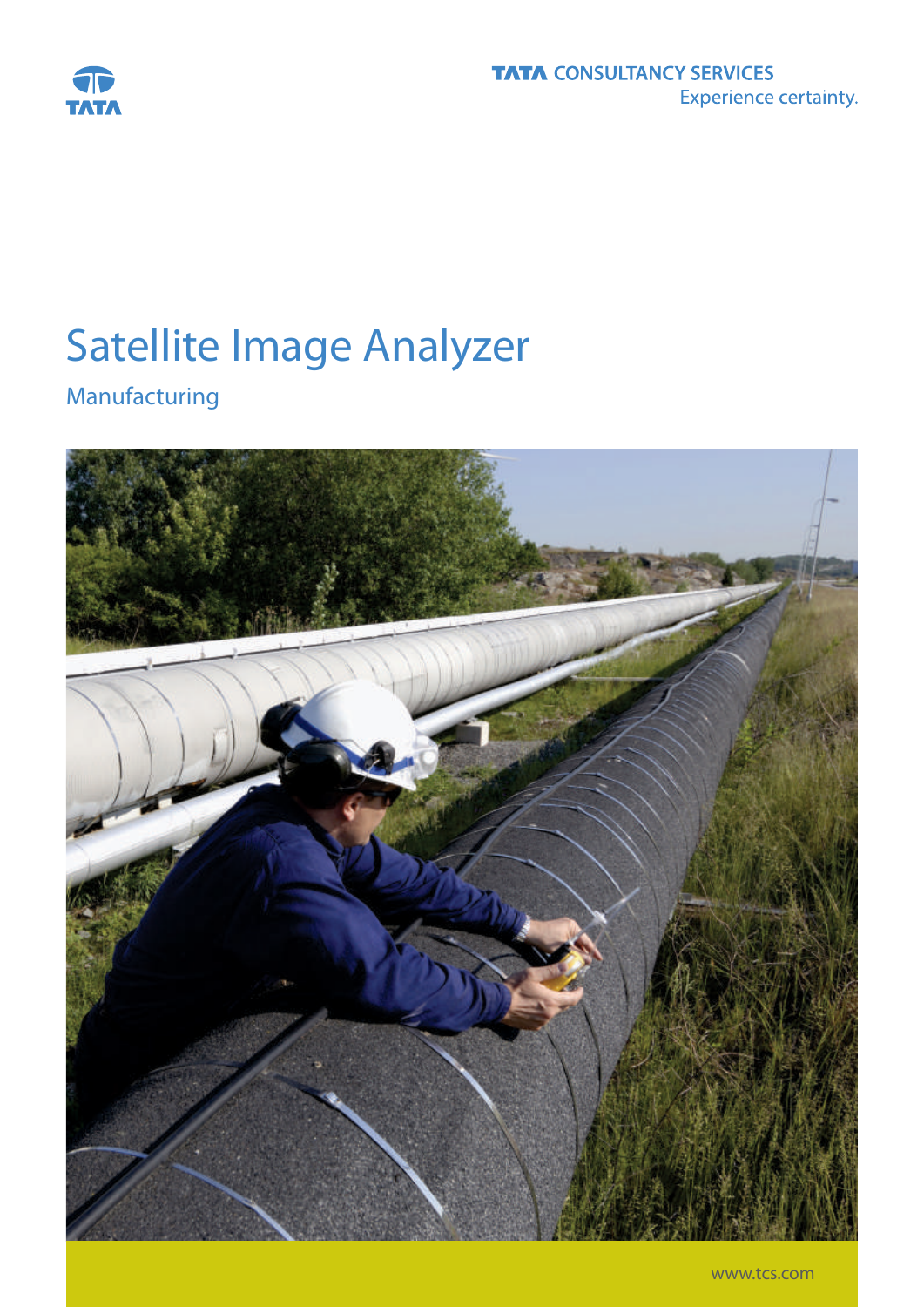TATA CONSULTANCY SERVICES
Experience certainty.

# Satellite Image Analyzer

## Manufacturing

www.tcs.com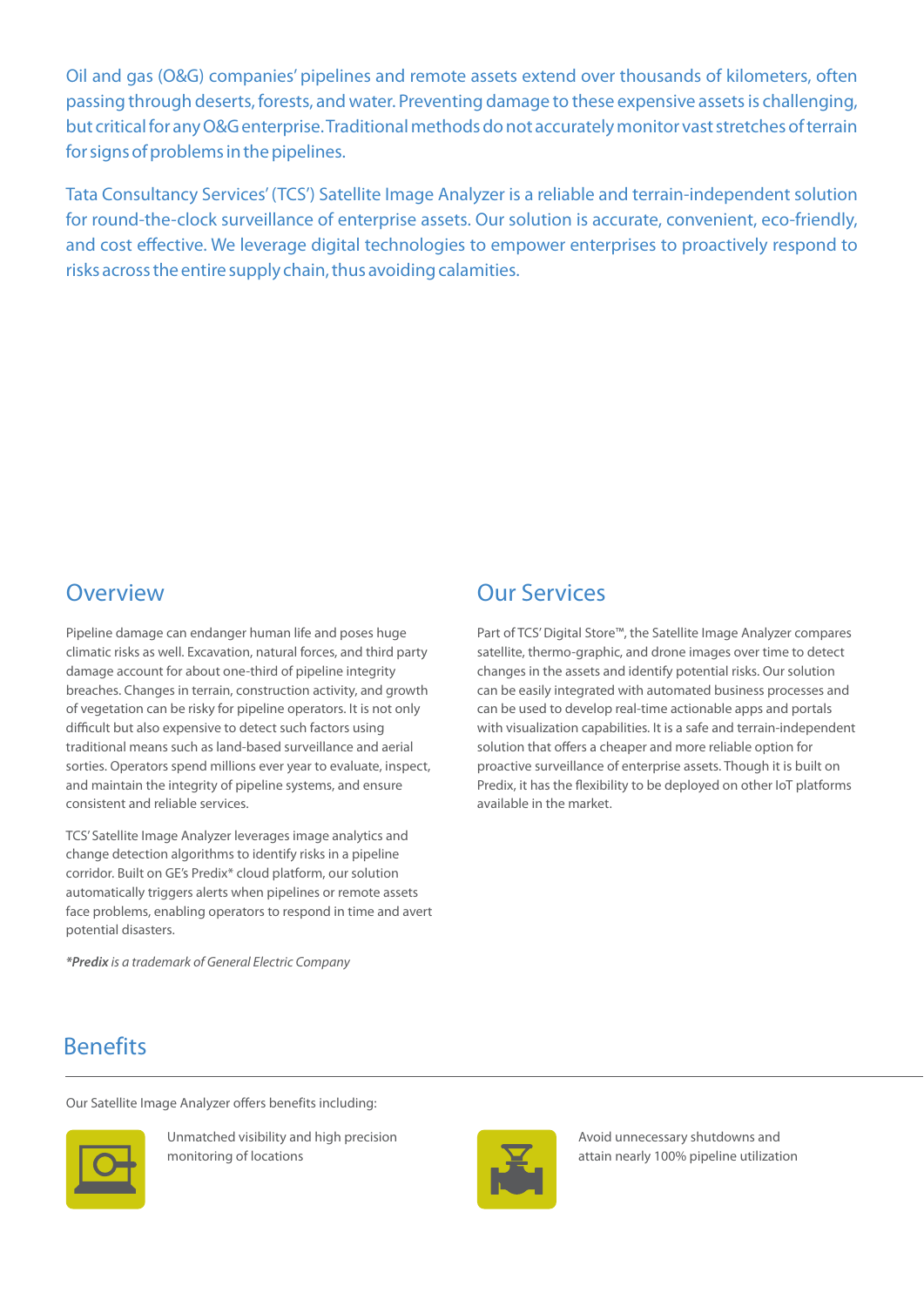Oil and gas (O&G) companies' pipelines and remote assets extend over thousands of kilometers, often passing through deserts, forests, and water. Preventing damage to these expensive assets is challenging, but critical for any O&G enterprise. Traditional methods do not accurately monitor vast stretches of terrain for signs of problems in the pipelines.

Tata Consultancy Services' (TCS') Satellite Image Analyzer is a reliable and terrain-independent solution for round-the-clock surveillance of enterprise assets. Our solution is accurate, convenient, eco-friendly, and cost effective. We leverage digital technologies to empower enterprises to proactively respond to risks across the entire supply chain, thus avoiding calamities.

## Overview

Pipeline damage can endanger human life and poses huge climatic risks as well. Excavation, natural forces, and third party damage account for about one-third of pipeline integrity breaches. Changes in terrain, construction activity, and growth of vegetation can be risky for pipeline operators. It is not only difficult but also expensive to detect such factors using traditional means such as land-based surveillance and aerial sorties. Operators spend millions ever year to evaluate, inspect, and maintain the integrity of pipeline systems, and ensure consistent and reliable services.

TCS' Satellite Image Analyzer leverages image analytics and change detection algorithms to identify risks in a pipeline corridor. Built on GE's Predix* cloud platform, our solution automatically triggers alerts when pipelines or remote assets face problems, enabling operators to respond in time and avert potential disasters.

*\*Predix is a trademark of General Electric Company*

## Our Services

Part of TCS' Digital Store™, the Satellite Image Analyzer compares satellite, thermo-graphic, and drone images over time to detect changes in the assets and identify potential risks. Our solution can be easily integrated with automated business processes and can be used to develop real-time actionable apps and portals with visualization capabilities. It is a safe and terrain-independent solution that offers a cheaper and more reliable option for proactive surveillance of enterprise assets. Though it is built on Predix, it has the flexibility to be deployed on other IoT platforms available in the market.

## Benefits

Our Satellite Image Analyzer offers benefits including:

- Unmatched visibility and high precision monitoring of locations
- Avoid unnecessary shutdowns and attain nearly 100% pipeline utilization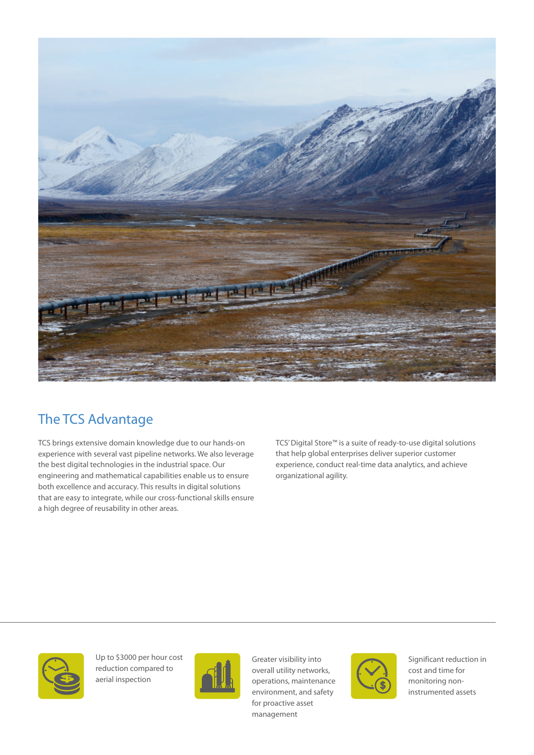## The TCS Advantage

TCS brings extensive domain knowledge due to our hands-on experience with several vast pipeline networks. We also leverage the best digital technologies in the industrial space. Our engineering and mathematical capabilities enable us to ensure both excellence and accuracy. This results in digital solutions that are easy to integrate, while our cross-functional skills ensure a high degree of reusability in other areas.

TCS' Digital Store™ is a suite of ready-to-use digital solutions that help global enterprises deliver superior customer experience, conduct real-time data analytics, and achieve organizational agility.

Up to $3000 per hour cost reduction compared to aerial inspection

Greater visibility into overall utility networks, operations, maintenance environment, and safety for proactive asset management

Significant reduction in cost and time for monitoring non-instrumented assets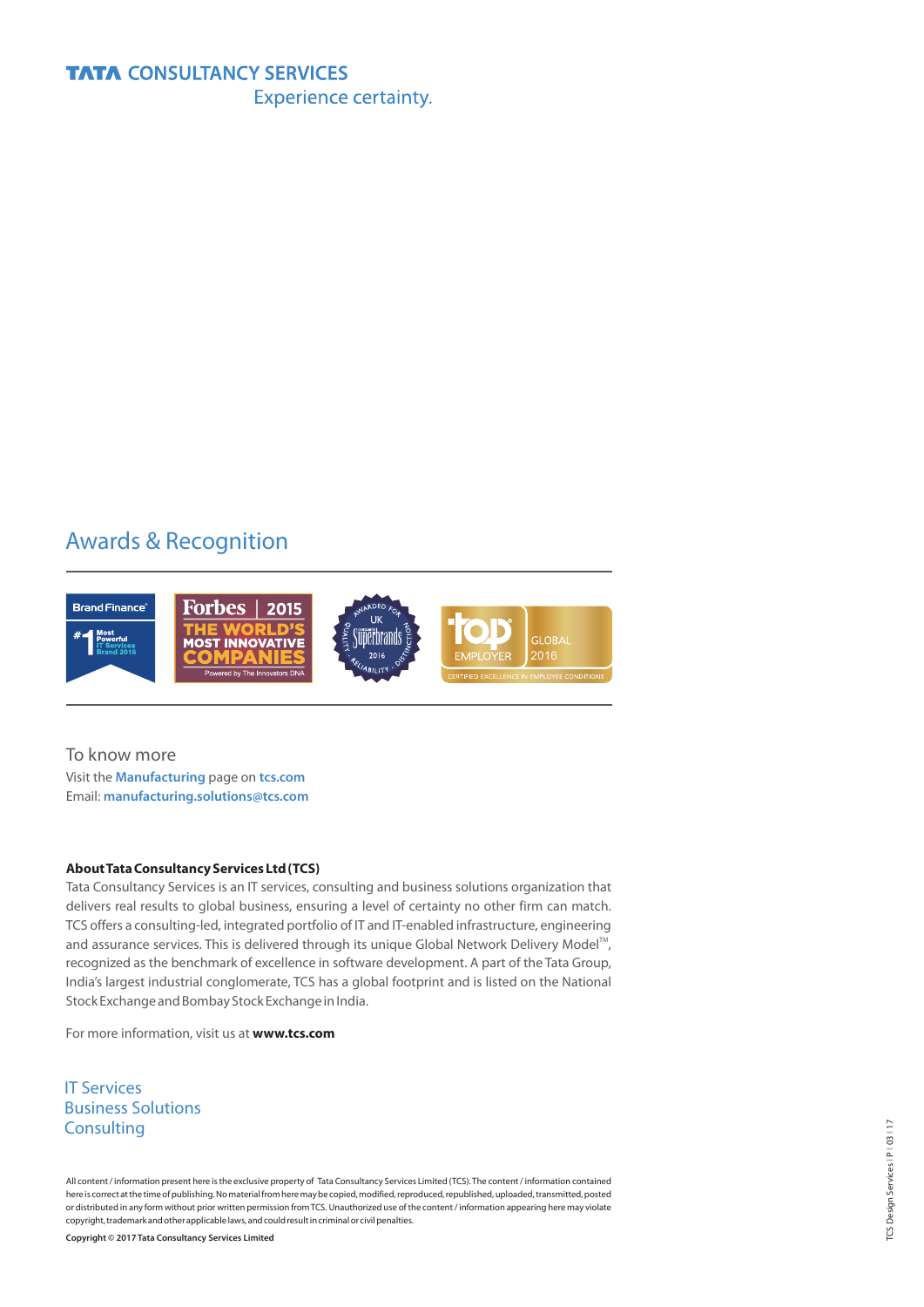**TATA CONSULTANCY SERVICES**
Experience certainty.

## Awards & Recognition

## To know more

Visit the **Manufacturing** page on **tcs.com**
Email: **manufacturing.solutions@tcs.com**

**About Tata Consultancy Services Ltd (TCS)**

Tata Consultancy Services is an IT services, consulting and business solutions organization that delivers real results to global business, ensuring a level of certainty no other firm can match. TCS offers a consulting-led, integrated portfolio of IT and IT-enabled infrastructure, engineering and assurance services. This is delivered through its unique Global Network Delivery Model™, recognized as the benchmark of excellence in software development. A part of the Tata Group, India's largest industrial conglomerate, TCS has a global footprint and is listed on the National Stock Exchange and Bombay Stock Exchange in India.

For more information, visit us at **www.tcs.com**

IT Services
Business Solutions
Consulting

All content / information present here is the exclusive property of Tata Consultancy Services Limited (TCS). The content / information contained here is correct at the time of publishing. No material from here may be copied, modified, reproduced, republished, uploaded, transmitted, posted or distributed in any form without prior written permission from TCS. Unauthorized use of the content / information appearing here may violate copyright, trademark and other applicable laws, and could result in criminal or civil penalties.

**Copyright © 2017 Tata Consultancy Services Limited**